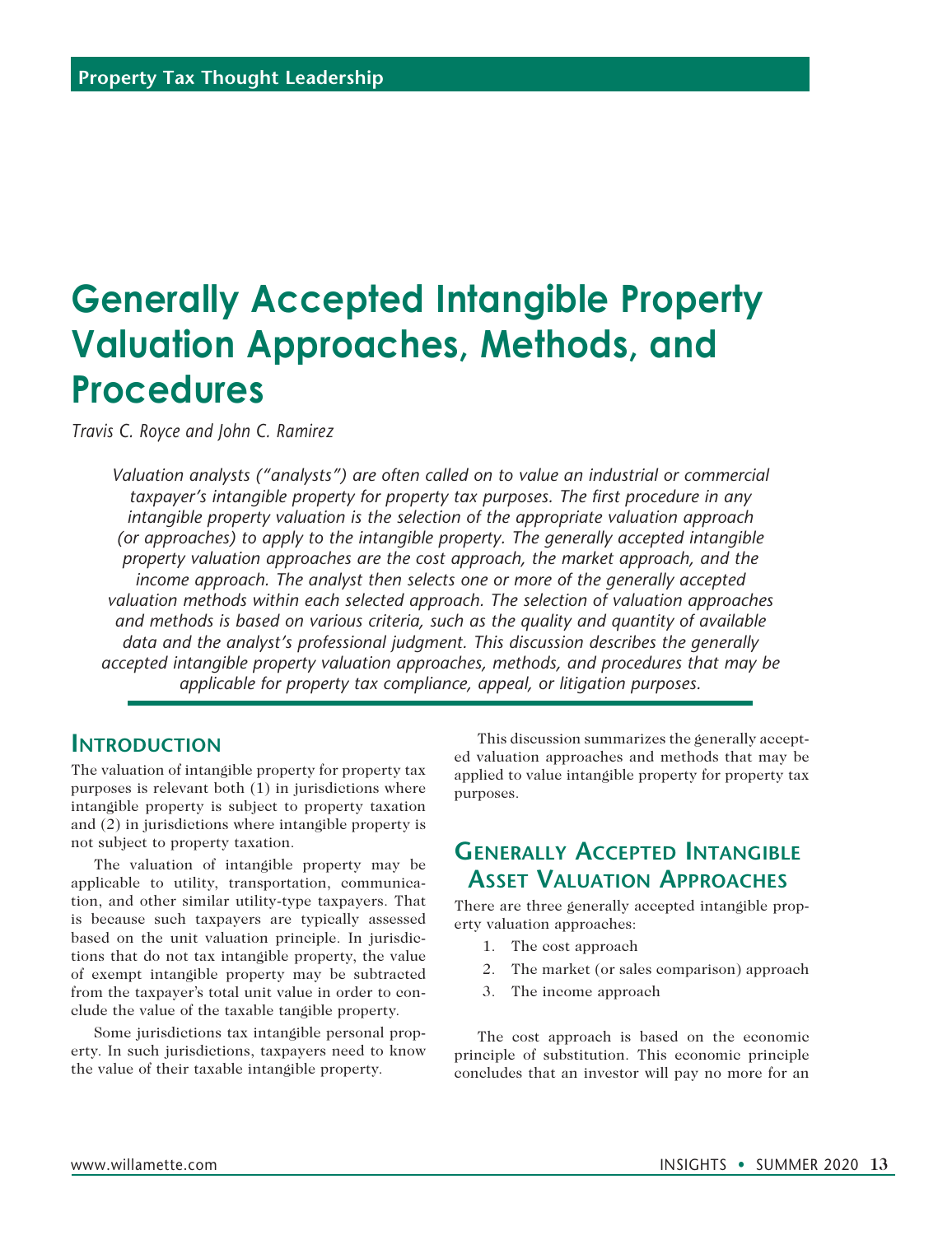# Generally Accepted Intangible Property Valuation Approaches, Methods, and Procedures

*Travis C. Royce and John C. Ramirez*

*Valuation analysts ("analysts") are often called on to value an industrial or commercial taxpayer's intangible property for property tax purposes. The first procedure in any intangible property valuation is the selection of the appropriate valuation approach (or approaches) to apply to the intangible property. The generally accepted intangible property valuation approaches are the cost approach, the market approach, and the income approach. The analyst then selects one or more of the generally accepted valuation methods within each selected approach. The selection of valuation approaches and methods is based on various criteria, such as the quality and quantity of available data and the analyst's professional judgment. This discussion describes the generally accepted intangible property valuation approaches, methods, and procedures that may be applicable for property tax compliance, appeal, or litigation purposes.*

## Introduction

The valuation of intangible property for property tax purposes is relevant both (1) in jurisdictions where intangible property is subject to property taxation and (2) in jurisdictions where intangible property is not subject to property taxation.

The valuation of intangible property may be applicable to utility, transportation, communication, and other similar utility-type taxpayers. That is because such taxpayers are typically assessed based on the unit valuation principle. In jurisdictions that do not tax intangible property, the value of exempt intangible property may be subtracted from the taxpayer's total unit value in order to conclude the value of the taxable tangible property.

Some jurisdictions tax intangible personal property. In such jurisdictions, taxpayers need to know the value of their taxable intangible property.

This discussion summarizes the generally accepted valuation approaches and methods that may be applied to value intangible property for property tax purposes.

## Generally Accepted Intangible Asset Valuation Approaches

There are three generally accepted intangible property valuation approaches:

1. The cost approach
2. The market (or sales comparison) approach
3. The income approach

The cost approach is based on the economic principle of substitution. This economic principle concludes that an investor will pay no more for an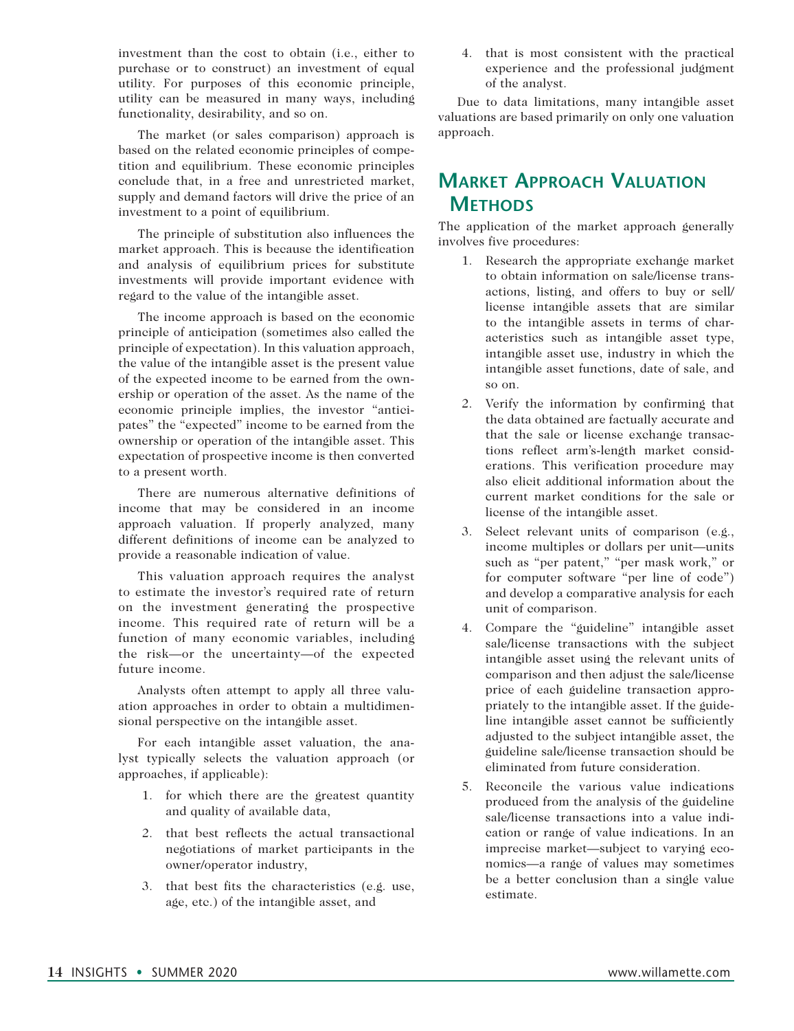investment than the cost to obtain (i.e., either to purchase or to construct) an investment of equal utility. For purposes of this economic principle, utility can be measured in many ways, including functionality, desirability, and so on.

The market (or sales comparison) approach is based on the related economic principles of competition and equilibrium. These economic principles conclude that, in a free and unrestricted market, supply and demand factors will drive the price of an investment to a point of equilibrium.

The principle of substitution also influences the market approach. This is because the identification and analysis of equilibrium prices for substitute investments will provide important evidence with regard to the value of the intangible asset.

The income approach is based on the economic principle of anticipation (sometimes also called the principle of expectation). In this valuation approach, the value of the intangible asset is the present value of the expected income to be earned from the ownership or operation of the asset. As the name of the economic principle implies, the investor "anticipates" the "expected" income to be earned from the ownership or operation of the intangible asset. This expectation of prospective income is then converted to a present worth.

There are numerous alternative definitions of income that may be considered in an income approach valuation. If properly analyzed, many different definitions of income can be analyzed to provide a reasonable indication of value.

This valuation approach requires the analyst to estimate the investor's required rate of return on the investment generating the prospective income. This required rate of return will be a function of many economic variables, including the risk—or the uncertainty—of the expected future income.

Analysts often attempt to apply all three valuation approaches in order to obtain a multidimensional perspective on the intangible asset.

For each intangible asset valuation, the analyst typically selects the valuation approach (or approaches, if applicable):

1. for which there are the greatest quantity and quality of available data,
2. that best reflects the actual transactional negotiations of market participants in the owner/operator industry,
3. that best fits the characteristics (e.g. use, age, etc.) of the intangible asset, and
4. that is most consistent with the practical experience and the professional judgment of the analyst.

Due to data limitations, many intangible asset valuations are based primarily on only one valuation approach.

## Market Approach Valuation Methods

The application of the market approach generally involves five procedures:

1. Research the appropriate exchange market to obtain information on sale/license transactions, listing, and offers to buy or sell/license intangible assets that are similar to the intangible assets in terms of characteristics such as intangible asset type, intangible asset use, industry in which the intangible asset functions, date of sale, and so on.
2. Verify the information by confirming that the data obtained are factually accurate and that the sale or license exchange transactions reflect arm's-length market considerations. This verification procedure may also elicit additional information about the current market conditions for the sale or license of the intangible asset.
3. Select relevant units of comparison (e.g., income multiples or dollars per unit—units such as "per patent," "per mask work," or for computer software "per line of code") and develop a comparative analysis for each unit of comparison.
4. Compare the "guideline" intangible asset sale/license transactions with the subject intangible asset using the relevant units of comparison and then adjust the sale/license price of each guideline transaction appropriately to the intangible asset. If the guideline intangible asset cannot be sufficiently adjusted to the subject intangible asset, the guideline sale/license transaction should be eliminated from future consideration.
5. Reconcile the various value indications produced from the analysis of the guideline sale/license transactions into a value indication or range of value indications. In an imprecise market—subject to varying economics—a range of values may sometimes be a better conclusion than a single value estimate.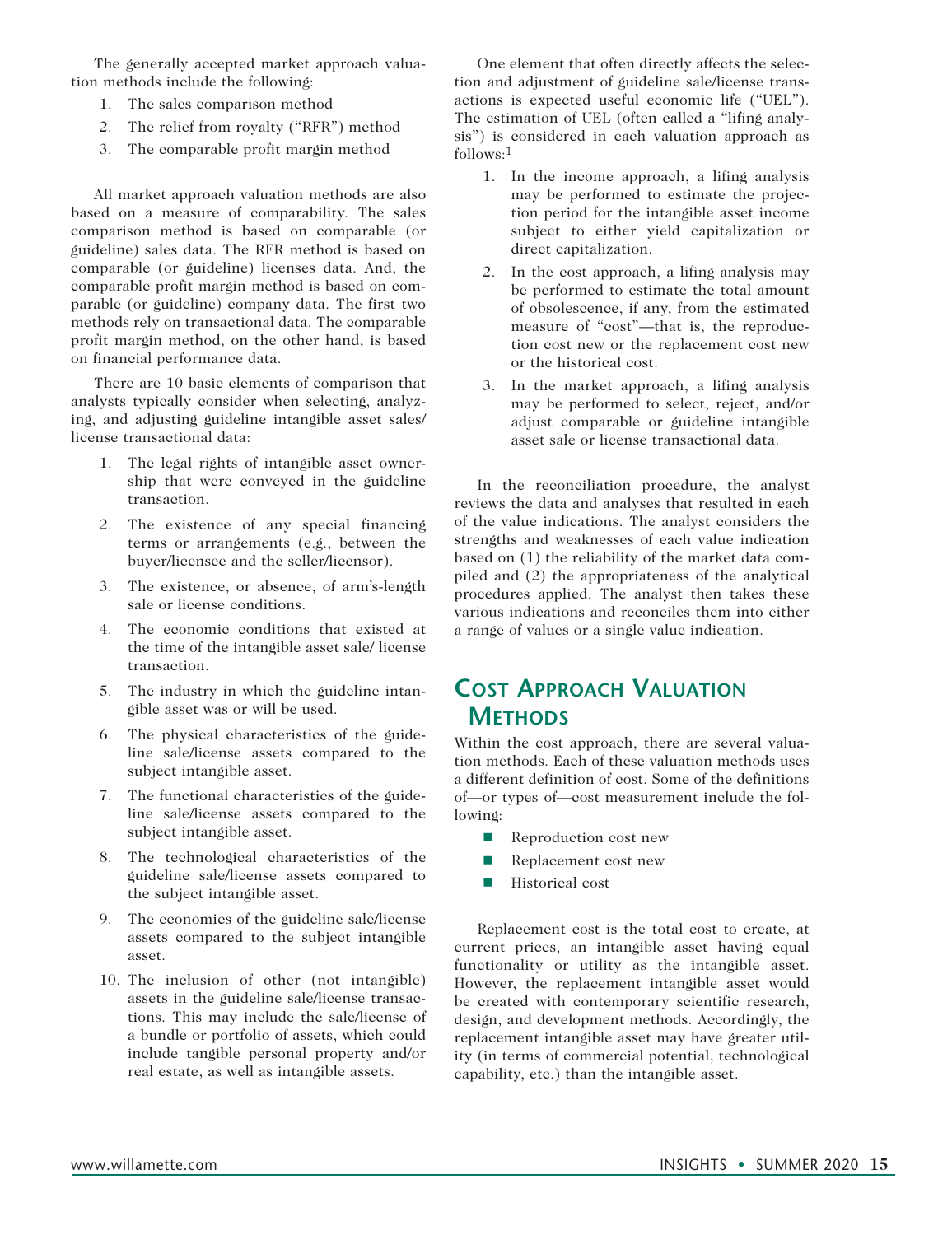The generally accepted market approach valuation methods include the following:

1. The sales comparison method
2. The relief from royalty ("RFR") method
3. The comparable profit margin method

All market approach valuation methods are also based on a measure of comparability. The sales comparison method is based on comparable (or guideline) sales data. The RFR method is based on comparable (or guideline) licenses data. And, the comparable profit margin method is based on comparable (or guideline) company data. The first two methods rely on transactional data. The comparable profit margin method, on the other hand, is based on financial performance data.

There are 10 basic elements of comparison that analysts typically consider when selecting, analyzing, and adjusting guideline intangible asset sales/license transactional data:

1. The legal rights of intangible asset ownership that were conveyed in the guideline transaction.
2. The existence of any special financing terms or arrangements (e.g., between the buyer/licensee and the seller/licensor).
3. The existence, or absence, of arm's-length sale or license conditions.
4. The economic conditions that existed at the time of the intangible asset sale/ license transaction.
5. The industry in which the guideline intangible asset was or will be used.
6. The physical characteristics of the guideline sale/license assets compared to the subject intangible asset.
7. The functional characteristics of the guideline sale/license assets compared to the subject intangible asset.
8. The technological characteristics of the guideline sale/license assets compared to the subject intangible asset.
9. The economics of the guideline sale/license assets compared to the subject intangible asset.
10. The inclusion of other (not intangible) assets in the guideline sale/license transactions. This may include the sale/license of a bundle or portfolio of assets, which could include tangible personal property and/or real estate, as well as intangible assets.

One element that often directly affects the selection and adjustment of guideline sale/license transactions is expected useful economic life ("UEL"). The estimation of UEL (often called a "lifing analysis") is considered in each valuation approach as follows:[1]

1. In the income approach, a lifing analysis may be performed to estimate the projection period for the intangible asset income subject to either yield capitalization or direct capitalization.
2. In the cost approach, a lifing analysis may be performed to estimate the total amount of obsolescence, if any, from the estimated measure of "cost"—that is, the reproduction cost new or the replacement cost new or the historical cost.
3. In the market approach, a lifing analysis may be performed to select, reject, and/or adjust comparable or guideline intangible asset sale or license transactional data.

In the reconciliation procedure, the analyst reviews the data and analyses that resulted in each of the value indications. The analyst considers the strengths and weaknesses of each value indication based on (1) the reliability of the market data compiled and (2) the appropriateness of the analytical procedures applied. The analyst then takes these various indications and reconciles them into either a range of values or a single value indication.

## Cost Approach Valuation Methods

Within the cost approach, there are several valuation methods. Each of these valuation methods uses a different definition of cost. Some of the definitions of—or types of—cost measurement include the following:

- Reproduction cost new
- Replacement cost new
- Historical cost

Replacement cost is the total cost to create, at current prices, an intangible asset having equal functionality or utility as the intangible asset. However, the replacement intangible asset would be created with contemporary scientific research, design, and development methods. Accordingly, the replacement intangible asset may have greater utility (in terms of commercial potential, technological capability, etc.) than the intangible asset.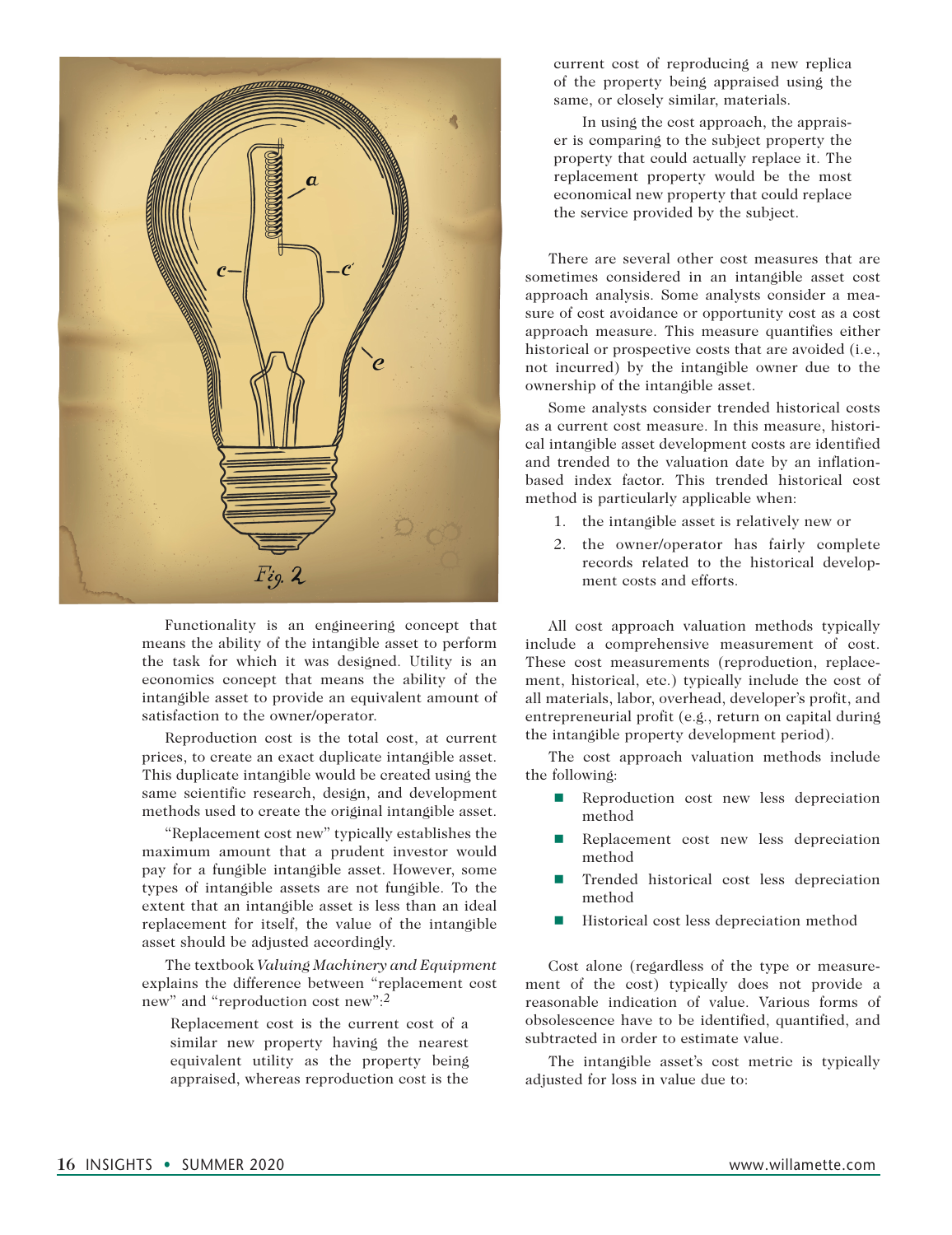Functionality is an engineering concept that means the ability of the intangible asset to perform the task for which it was designed. Utility is an economics concept that means the ability of the intangible asset to provide an equivalent amount of satisfaction to the owner/operator.

Reproduction cost is the total cost, at current prices, to create an exact duplicate intangible asset. This duplicate intangible would be created using the same scientific research, design, and development methods used to create the original intangible asset.

"Replacement cost new" typically establishes the maximum amount that a prudent investor would pay for a fungible intangible asset. However, some types of intangible assets are not fungible. To the extent that an intangible asset is less than an ideal replacement for itself, the value of the intangible asset should be adjusted accordingly.

The textbook *Valuing Machinery and Equipment* explains the difference between "replacement cost new" and "reproduction cost new":[2]

> Replacement cost is the current cost of a similar new property having the nearest equivalent utility as the property being appraised, whereas reproduction cost is the current cost of reproducing a new replica of the property being appraised using the same, or closely similar, materials.
>
> In using the cost approach, the appraiser is comparing to the subject property the property that could actually replace it. The replacement property would be the most economical new property that could replace the service provided by the subject.

There are several other cost measures that are sometimes considered in an intangible asset cost approach analysis. Some analysts consider a measure of cost avoidance or opportunity cost as a cost approach measure. This measure quantifies either historical or prospective costs that are avoided (i.e., not incurred) by the intangible owner due to the ownership of the intangible asset.

Some analysts consider trended historical costs as a current cost measure. In this measure, historical intangible asset development costs are identified and trended to the valuation date by an inflation-based index factor. This trended historical cost method is particularly applicable when:

1. the intangible asset is relatively new or
2. the owner/operator has fairly complete records related to the historical development costs and efforts.

All cost approach valuation methods typically include a comprehensive measurement of cost. These cost measurements (reproduction, replacement, historical, etc.) typically include the cost of all materials, labor, overhead, developer's profit, and entrepreneurial profit (e.g., return on capital during the intangible property development period).

The cost approach valuation methods include the following:

- Reproduction cost new less depreciation method
- Replacement cost new less depreciation method
- Trended historical cost less depreciation method
- Historical cost less depreciation method

Cost alone (regardless of the type or measurement of the cost) typically does not provide a reasonable indication of value. Various forms of obsolescence have to be identified, quantified, and subtracted in order to estimate value.

The intangible asset's cost metric is typically adjusted for loss in value due to: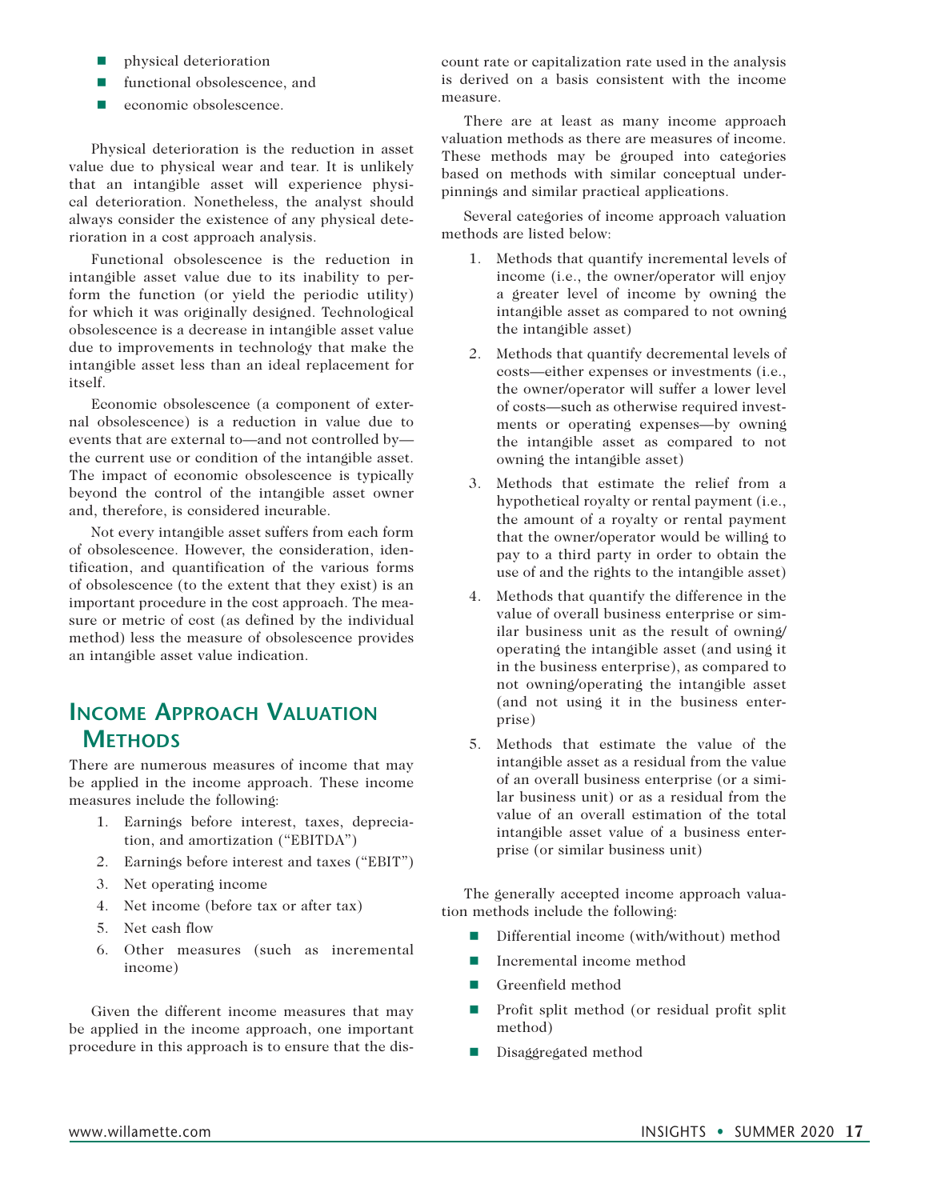- physical deterioration
- functional obsolescence, and
- economic obsolescence.

Physical deterioration is the reduction in asset value due to physical wear and tear. It is unlikely that an intangible asset will experience physical deterioration. Nonetheless, the analyst should always consider the existence of any physical deterioration in a cost approach analysis.

Functional obsolescence is the reduction in intangible asset value due to its inability to perform the function (or yield the periodic utility) for which it was originally designed. Technological obsolescence is a decrease in intangible asset value due to improvements in technology that make the intangible asset less than an ideal replacement for itself.

Economic obsolescence (a component of external obsolescence) is a reduction in value due to events that are external to—and not controlled by—the current use or condition of the intangible asset. The impact of economic obsolescence is typically beyond the control of the intangible asset owner and, therefore, is considered incurable.

Not every intangible asset suffers from each form of obsolescence. However, the consideration, identification, and quantification of the various forms of obsolescence (to the extent that they exist) is an important procedure in the cost approach. The measure or metric of cost (as defined by the individual method) less the measure of obsolescence provides an intangible asset value indication.

## Income Approach Valuation Methods

There are numerous measures of income that may be applied in the income approach. These income measures include the following:

1. Earnings before interest, taxes, depreciation, and amortization ("EBITDA")
2. Earnings before interest and taxes ("EBIT")
3. Net operating income
4. Net income (before tax or after tax)
5. Net cash flow
6. Other measures (such as incremental income)

Given the different income measures that may be applied in the income approach, one important procedure in this approach is to ensure that the discount rate or capitalization rate used in the analysis is derived on a basis consistent with the income measure.

There are at least as many income approach valuation methods as there are measures of income. These methods may be grouped into categories based on methods with similar conceptual underpinnings and similar practical applications.

Several categories of income approach valuation methods are listed below:

1. Methods that quantify incremental levels of income (i.e., the owner/operator will enjoy a greater level of income by owning the intangible asset as compared to not owning the intangible asset)
2. Methods that quantify decremental levels of costs—either expenses or investments (i.e., the owner/operator will suffer a lower level of costs—such as otherwise required investments or operating expenses—by owning the intangible asset as compared to not owning the intangible asset)
3. Methods that estimate the relief from a hypothetical royalty or rental payment (i.e., the amount of a royalty or rental payment that the owner/operator would be willing to pay to a third party in order to obtain the use of and the rights to the intangible asset)
4. Methods that quantify the difference in the value of overall business enterprise or similar business unit as the result of owning/operating the intangible asset (and using it in the business enterprise), as compared to not owning/operating the intangible asset (and not using it in the business enterprise)
5. Methods that estimate the value of the intangible asset as a residual from the value of an overall business enterprise (or a similar business unit) or as a residual from the value of an overall estimation of the total intangible asset value of a business enterprise (or similar business unit)

The generally accepted income approach valuation methods include the following:

- Differential income (with/without) method
- Incremental income method
- Greenfield method
- Profit split method (or residual profit split method)
- Disaggregated method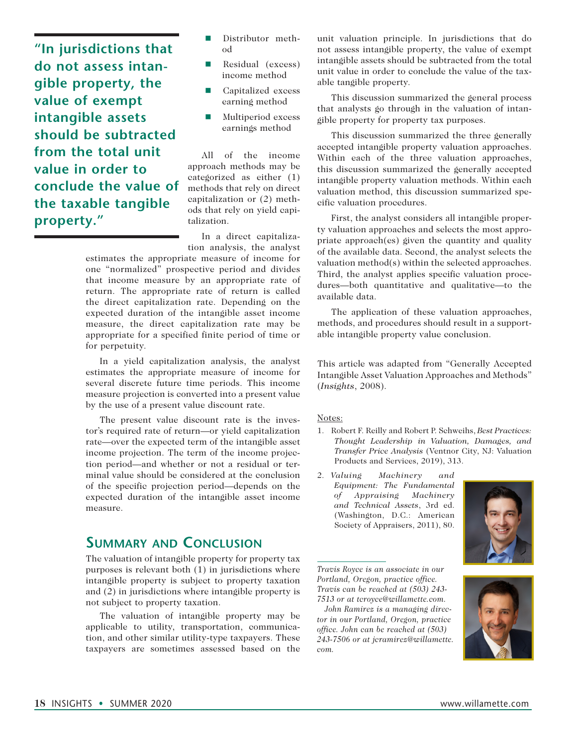> "In jurisdictions that do not assess intangible property, the value of exempt intangible assets should be subtracted from the total unit value in order to conclude the value of the taxable tangible property."

- Distributor method
- Residual (excess) income method
- Capitalized excess earning method
- Multiperiod excess earnings method

All of the income approach methods may be categorized as either (1) methods that rely on direct capitalization or (2) methods that rely on yield capitalization.

In a direct capitalization analysis, the analyst estimates the appropriate measure of income for one "normalized" prospective period and divides that income measure by an appropriate rate of return. The appropriate rate of return is called the direct capitalization rate. Depending on the expected duration of the intangible asset income measure, the direct capitalization rate may be appropriate for a specified finite period of time or for perpetuity.

In a yield capitalization analysis, the analyst estimates the appropriate measure of income for several discrete future time periods. This income measure projection is converted into a present value by the use of a present value discount rate.

The present value discount rate is the investor's required rate of return—or yield capitalization rate—over the expected term of the intangible asset income projection. The term of the income projection period—and whether or not a residual or terminal value should be considered at the conclusion of the specific projection period—depends on the expected duration of the intangible asset income measure.

## Summary and Conclusion

The valuation of intangible property for property tax purposes is relevant both (1) in jurisdictions where intangible property is subject to property taxation and (2) in jurisdictions where intangible property is not subject to property taxation.

The valuation of intangible property may be applicable to utility, transportation, communication, and other similar utility-type taxpayers. These taxpayers are sometimes assessed based on the unit valuation principle. In jurisdictions that do not assess intangible property, the value of exempt intangible assets should be subtracted from the total unit value in order to conclude the value of the taxable tangible property.

This discussion summarized the general process that analysts go through in the valuation of intangible property for property tax purposes.

This discussion summarized the three generally accepted intangible property valuation approaches. Within each of the three valuation approaches, this discussion summarized the generally accepted intangible property valuation methods. Within each valuation method, this discussion summarized specific valuation procedures.

First, the analyst considers all intangible property valuation approaches and selects the most appropriate approach(es) given the quantity and quality of the available data. Second, the analyst selects the valuation method(s) within the selected approaches. Third, the analyst applies specific valuation procedures—both quantitative and qualitative—to the available data.

The application of these valuation approaches, methods, and procedures should result in a supportable intangible property value conclusion.

This article was adapted from "Generally Accepted Intangible Asset Valuation Approaches and Methods" (*Insights*, 2008).

Notes:

1. Robert F. Reilly and Robert P. Schweihs, *Best Practices: Thought Leadership in Valuation, Damages, and Transfer Price Analysis* (Ventnor City, NJ: Valuation Products and Services, 2019), 313.
2. *Valuing Machinery and Equipment: The Fundamental of Appraising Machinery and Technical Assets*, 3rd ed. (Washington, D.C.: American Society of Appraisers, 2011), 80.

---

*Travis Royce is an associate in our Portland, Oregon, practice office. Travis can be reached at (503) 243-7513 or at tcroyce@willamette.com.*

*John Ramirez is a managing director in our Portland, Oregon, practice office. John can be reached at (503) 243-7506 or at jcramirez@willamette.com.*